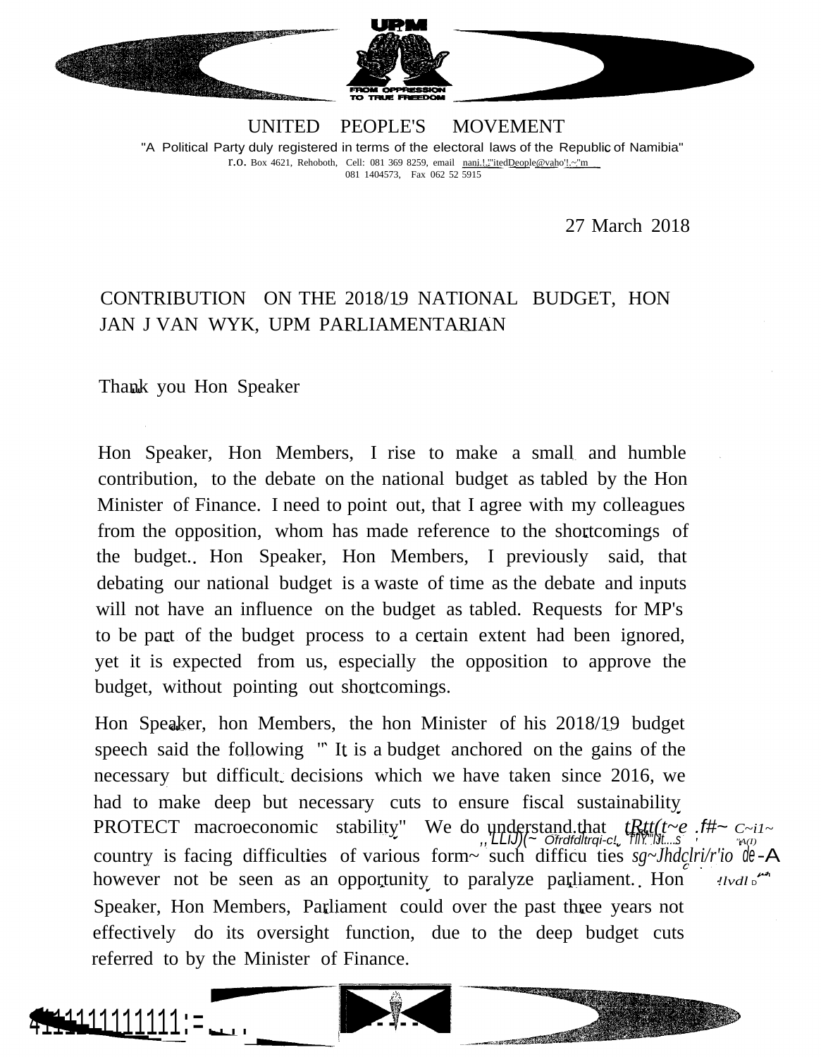UPM

FROM OPPRESSION TO TRUE FREEDOM

# UNITED PEOPLE'S MOVEMENT

"A Political Party duly registered in terms of the electoral laws of the Republic of Namibia"

P.O. Box 4621, Rehoboth, Cell: 081 369 8259, email nani.!.,"itedDeople@yaho'!.~"m
081 1404573, Fax 062 52 5915

27 March 2018

## CONTRIBUTION ON THE 2018/19 NATIONAL BUDGET, HON JAN J VAN WYK, UPM PARLIAMENTARIAN

Thank you Hon Speaker

Hon Speaker, Hon Members, I rise to make a small and humble contribution, to the debate on the national budget as tabled by the Hon Minister of Finance. I need to point out, that I agree with my colleagues from the opposition, whom has made reference to the shortcomings of the budget. Hon Speaker, Hon Members, I previously said, that debating our national budget is a waste of time as the debate and inputs will not have an influence on the budget as tabled. Requests for MP's to be part of the budget process to a certain extent had been ignored, yet it is expected from us, especially the opposition to approve the budget, without pointing out shortcomings.

Hon Speaker, hon Members, the hon Minister of his 2018/19 budget speech said the following "' It is a budget anchored on the gains of the necessary but difficult decisions which we have taken since 2016, we had to make deep but necessary cuts to ensure fiscal sustainability PROTECT macroeconomic stability" We do understand that tRtt(t~e .f#~ C~i1~ country is facing difficulties of various form~ such difficu ties sg~Jhdclri/r'io de-A however not be seen as an opportunity to paralyze parliament. Hon Speaker, Hon Members, Parliament could over the past three years not effectively do its oversight function, due to the deep budget cuts referred to by the Minister of Finance.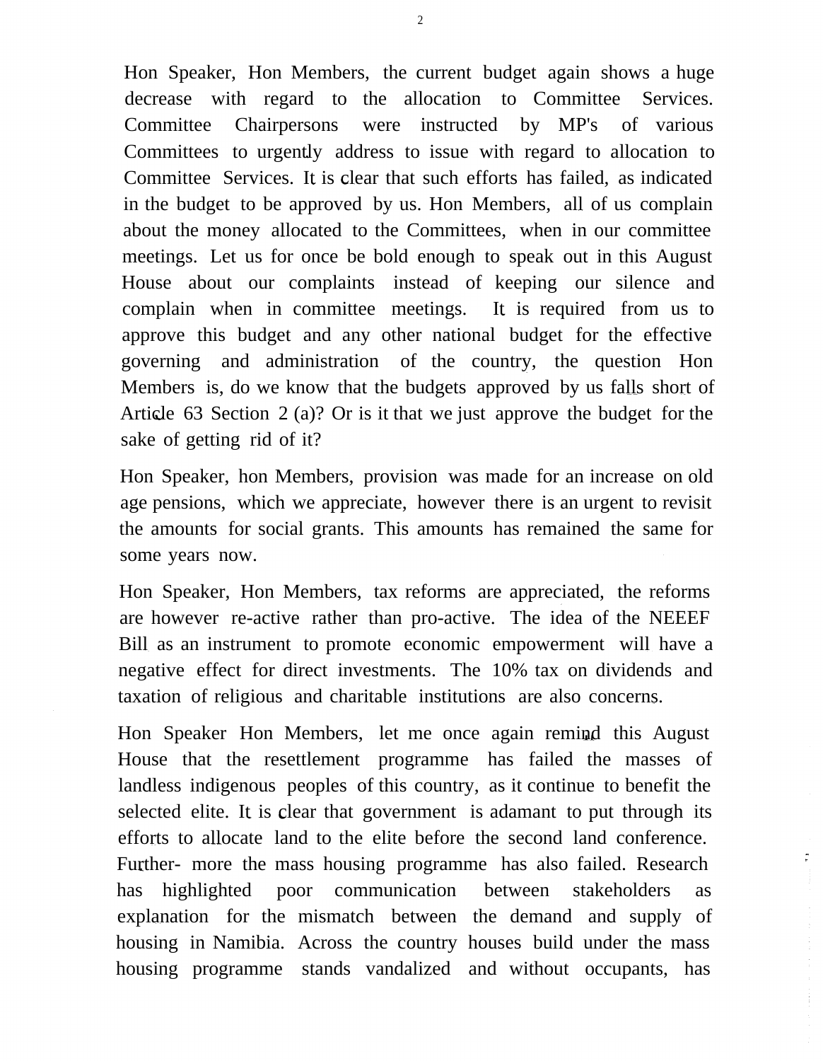Hon Speaker, Hon Members, the current budget again shows a huge decrease with regard to the allocation to Committee Services. Committee Chairpersons were instructed by MP's of various Committees to urgently address to issue with regard to allocation to Committee Services. It is clear that such efforts has failed, as indicated in the budget to be approved by us. Hon Members, all of us complain about the money allocated to the Committees, when in our committee meetings. Let us for once be bold enough to speak out in this August House about our complaints instead of keeping our silence and complain when in committee meetings. It is required from us to approve this budget and any other national budget for the effective governing and administration of the country, the question Hon Members is, do we know that the budgets approved by us falls short of Article 63 Section 2 (a)? Or is it that we just approve the budget for the sake of getting rid of it?

Hon Speaker, hon Members, provision was made for an increase on old age pensions, which we appreciate, however there is an urgent to revisit the amounts for social grants. This amounts has remained the same for some years now.

Hon Speaker, Hon Members, tax reforms are appreciated, the reforms are however re-active rather than pro-active. The idea of the NEEEF Bill as an instrument to promote economic empowerment will have a negative effect for direct investments. The 10% tax on dividends and taxation of religious and charitable institutions are also concerns.

Hon Speaker Hon Members, let me once again remind this August House that the resettlement programme has failed the masses of landless indigenous peoples of this country, as it continue to benefit the selected elite. It is clear that government is adamant to put through its efforts to allocate land to the elite before the second land conference. Further- more the mass housing programme has also failed. Research has highlighted poor communication between stakeholders as explanation for the mismatch between the demand and supply of housing in Namibia. Across the country houses build under the mass housing programme stands vandalized and without occupants, has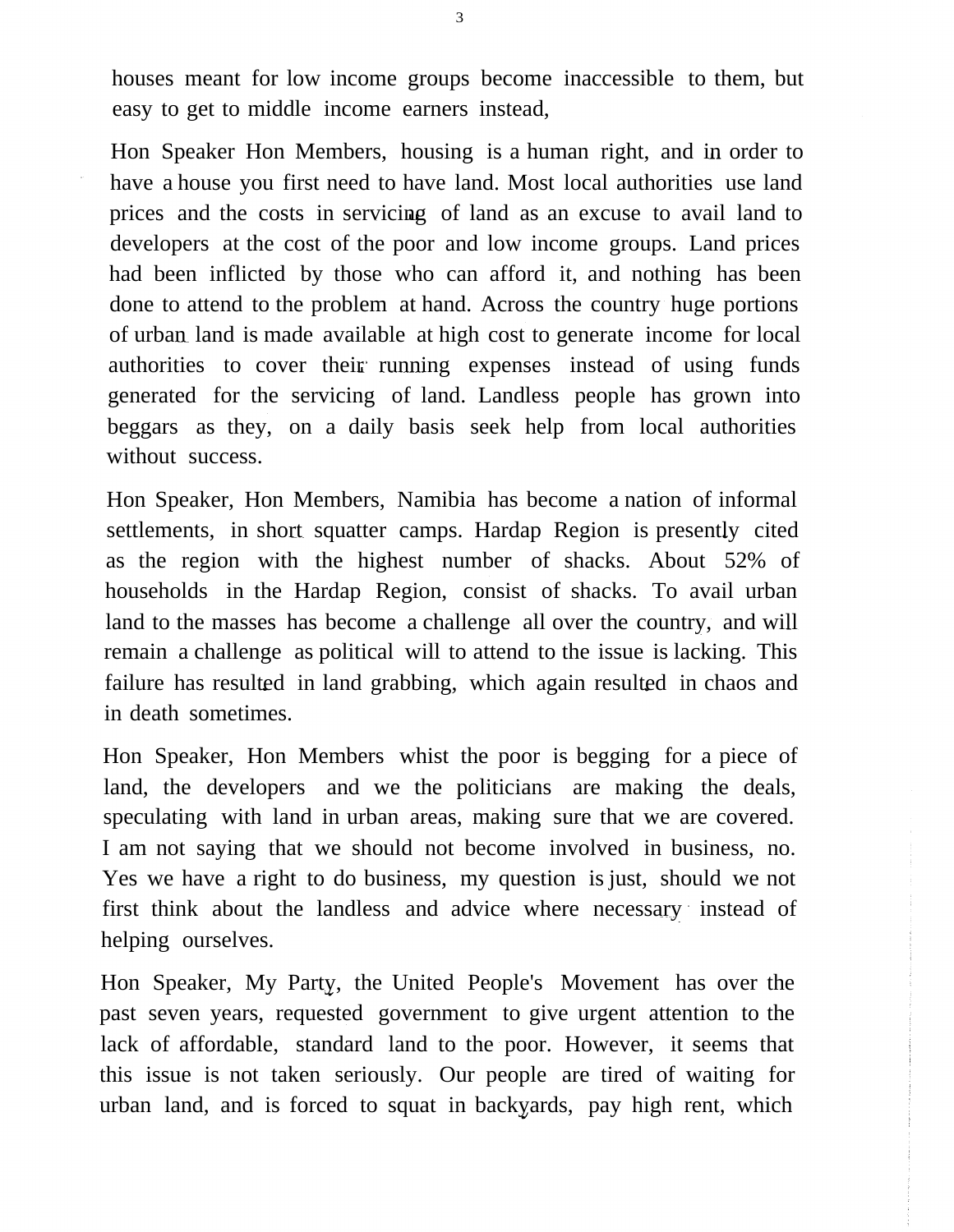houses meant for low income groups become inaccessible to them, but easy to get to middle income earners instead,

Hon Speaker Hon Members, housing is a human right, and in order to have a house you first need to have land. Most local authorities use land prices and the costs in servicing of land as an excuse to avail land to developers at the cost of the poor and low income groups. Land prices had been inflicted by those who can afford it, and nothing has been done to attend to the problem at hand. Across the country huge portions of urban land is made available at high cost to generate income for local authorities to cover their running expenses instead of using funds generated for the servicing of land. Landless people has grown into beggars as they, on a daily basis seek help from local authorities without success.

Hon Speaker, Hon Members, Namibia has become a nation of informal settlements, in short squatter camps. Hardap Region is presently cited as the region with the highest number of shacks. About 52% of households in the Hardap Region, consist of shacks. To avail urban land to the masses has become a challenge all over the country, and will remain a challenge as political will to attend to the issue is lacking. This failure has resulted in land grabbing, which again resulted in chaos and in death sometimes.

Hon Speaker, Hon Members whist the poor is begging for a piece of land, the developers and we the politicians are making the deals, speculating with land in urban areas, making sure that we are covered. I am not saying that we should not become involved in business, no. Yes we have a right to do business, my question is just, should we not first think about the landless and advice where necessary instead of helping ourselves.

Hon Speaker, My Party, the United People's Movement has over the past seven years, requested government to give urgent attention to the lack of affordable, standard land to the poor. However, it seems that this issue is not taken seriously. Our people are tired of waiting for urban land, and is forced to squat in backyards, pay high rent, which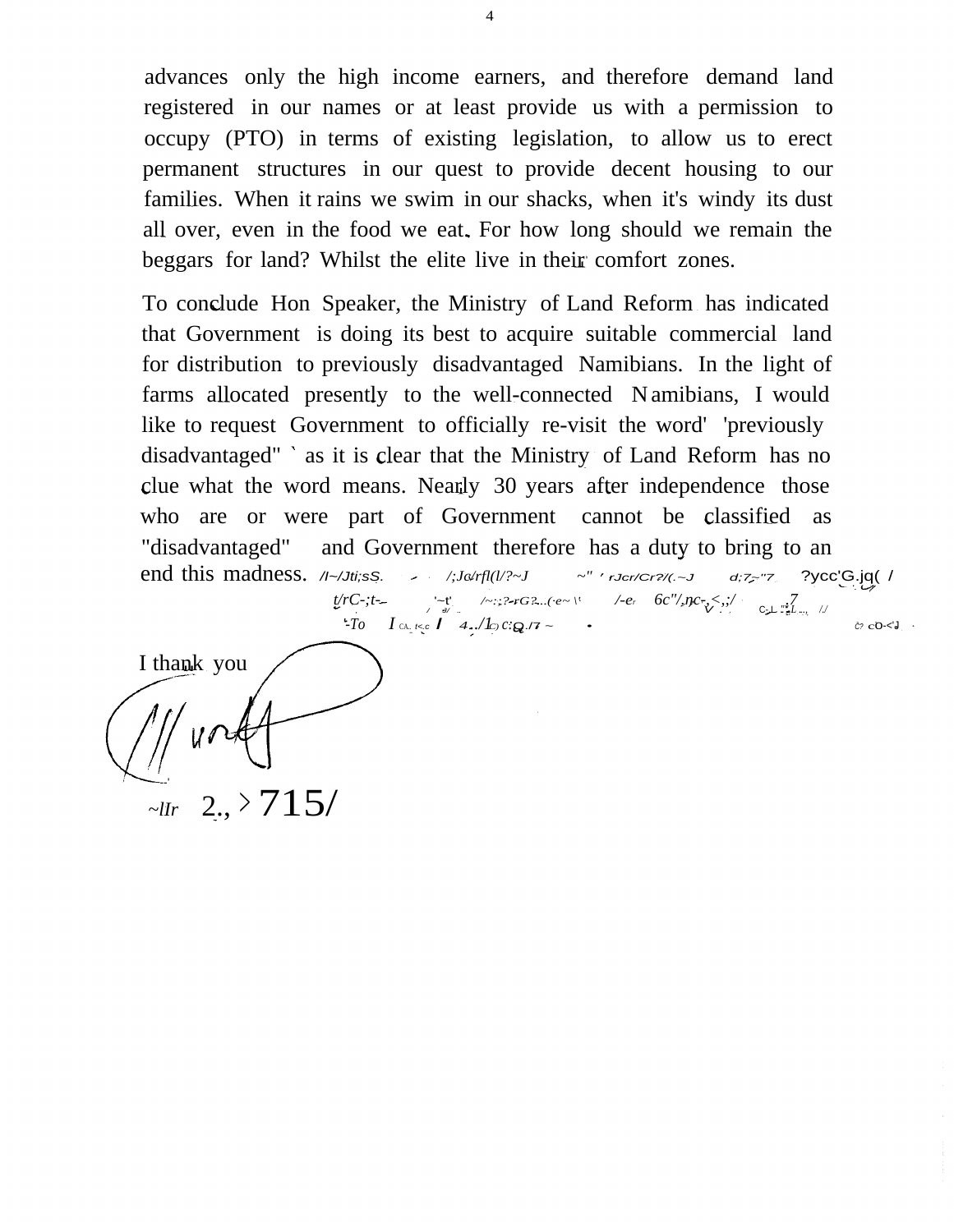advances only the high income earners, and therefore demand land registered in our names or at least provide us with a permission to occupy (PTO) in terms of existing legislation, to allow us to erect permanent structures in our quest to provide decent housing to our families. When it rains we swim in our shacks, when it's windy its dust all over, even in the food we eat. For how long should we remain the beggars for land? Whilst the elite live in their comfort zones.

To conclude Hon Speaker, the Ministry of Land Reform has indicated that Government is doing its best to acquire suitable commercial land for distribution to previously disadvantaged Namibians. In the light of farms allocated presently to the well-connected Namibians, I would like to request Government to officially re-visit the word' 'previously disadvantaged" ` as it is clear that the Ministry of Land Reform has no clue what the word means. Nearly 30 years after independence those who are or were part of Government cannot be classified as "disadvantaged" and Government therefore has a duty to bring to an end this madness.

I thank you